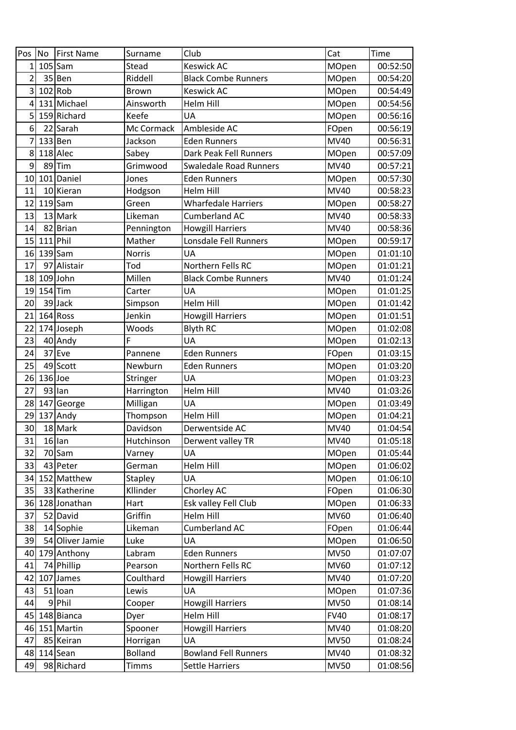| Pos | No | First Name | Surname | Club | Cat | Time |
|---|---|---|---|---|---|---|
| 1 | 105 | Sam | Stead | Keswick AC | MOpen | 00:52:50 |
| 2 | 35 | Ben | Riddell | Black Combe Runners | MOpen | 00:54:20 |
| 3 | 102 | Rob | Brown | Keswick AC | MOpen | 00:54:49 |
| 4 | 131 | Michael | Ainsworth | Helm Hill | MOpen | 00:54:56 |
| 5 | 159 | Richard | Keefe | UA | MOpen | 00:56:16 |
| 6 | 22 | Sarah | Mc Cormack | Ambleside AC | FOpen | 00:56:19 |
| 7 | 133 | Ben | Jackson | Eden Runners | MV40 | 00:56:31 |
| 8 | 118 | Alec | Sabey | Dark Peak Fell Runners | MOpen | 00:57:09 |
| 9 | 89 | Tim | Grimwood | Swaledale Road Runners | MV40 | 00:57:21 |
| 10 | 101 | Daniel | Jones | Eden Runners | MOpen | 00:57:30 |
| 11 | 10 | Kieran | Hodgson | Helm Hill | MV40 | 00:58:23 |
| 12 | 119 | Sam | Green | Wharfedale Harriers | MOpen | 00:58:27 |
| 13 | 13 | Mark | Likeman | Cumberland AC | MV40 | 00:58:33 |
| 14 | 82 | Brian | Pennington | Howgill Harriers | MV40 | 00:58:36 |
| 15 | 111 | Phil | Mather | Lonsdale Fell Runners | MOpen | 00:59:17 |
| 16 | 139 | Sam | Norris | UA | MOpen | 01:01:10 |
| 17 | 97 | Alistair | Tod | Northern Fells RC | MOpen | 01:01:21 |
| 18 | 109 | John | Millen | Black Combe Runners | MV40 | 01:01:24 |
| 19 | 154 | Tim | Carter | UA | MOpen | 01:01:25 |
| 20 | 39 | Jack | Simpson | Helm Hill | MOpen | 01:01:42 |
| 21 | 164 | Ross | Jenkin | Howgill Harriers | MOpen | 01:01:51 |
| 22 | 174 | Joseph | Woods | Blyth RC | MOpen | 01:02:08 |
| 23 | 40 | Andy | F | UA | MOpen | 01:02:13 |
| 24 | 37 | Eve | Pannene | Eden Runners | FOpen | 01:03:15 |
| 25 | 49 | Scott | Newburn | Eden Runners | MOpen | 01:03:20 |
| 26 | 136 | Joe | Stringer | UA | MOpen | 01:03:23 |
| 27 | 93 | Ian | Harrington | Helm Hill | MV40 | 01:03:26 |
| 28 | 147 | George | Milligan | UA | MOpen | 01:03:49 |
| 29 | 137 | Andy | Thompson | Helm Hill | MOpen | 01:04:21 |
| 30 | 18 | Mark | Davidson | Derwentside AC | MV40 | 01:04:54 |
| 31 | 16 | Ian | Hutchinson | Derwent valley TR | MV40 | 01:05:18 |
| 32 | 70 | Sam | Varney | UA | MOpen | 01:05:44 |
| 33 | 43 | Peter | German | Helm Hill | MOpen | 01:06:02 |
| 34 | 152 | Matthew | Stapley | UA | MOpen | 01:06:10 |
| 35 | 33 | Katherine | Kllinder | Chorley AC | FOpen | 01:06:30 |
| 36 | 128 | Jonathan | Hart | Esk valley Fell Club | MOpen | 01:06:33 |
| 37 | 52 | David | Griffin | Helm Hill | MV60 | 01:06:40 |
| 38 | 14 | Sophie | Likeman | Cumberland AC | FOpen | 01:06:44 |
| 39 | 54 | Oliver Jamie | Luke | UA | MOpen | 01:06:50 |
| 40 | 179 | Anthony | Labram | Eden Runners | MV50 | 01:07:07 |
| 41 | 74 | Phillip | Pearson | Northern Fells RC | MV60 | 01:07:12 |
| 42 | 107 | James | Coulthard | Howgill Harriers | MV40 | 01:07:20 |
| 43 | 51 | Ioan | Lewis | UA | MOpen | 01:07:36 |
| 44 | 9 | Phil | Cooper | Howgill Harriers | MV50 | 01:08:14 |
| 45 | 148 | Bianca | Dyer | Helm Hill | FV40 | 01:08:17 |
| 46 | 151 | Martin | Spooner | Howgill Harriers | MV40 | 01:08:20 |
| 47 | 85 | Keiran | Horrigan | UA | MV50 | 01:08:24 |
| 48 | 114 | Sean | Bolland | Bowland Fell Runners | MV40 | 01:08:32 |
| 49 | 98 | Richard | Timms | Settle Harriers | MV50 | 01:08:56 |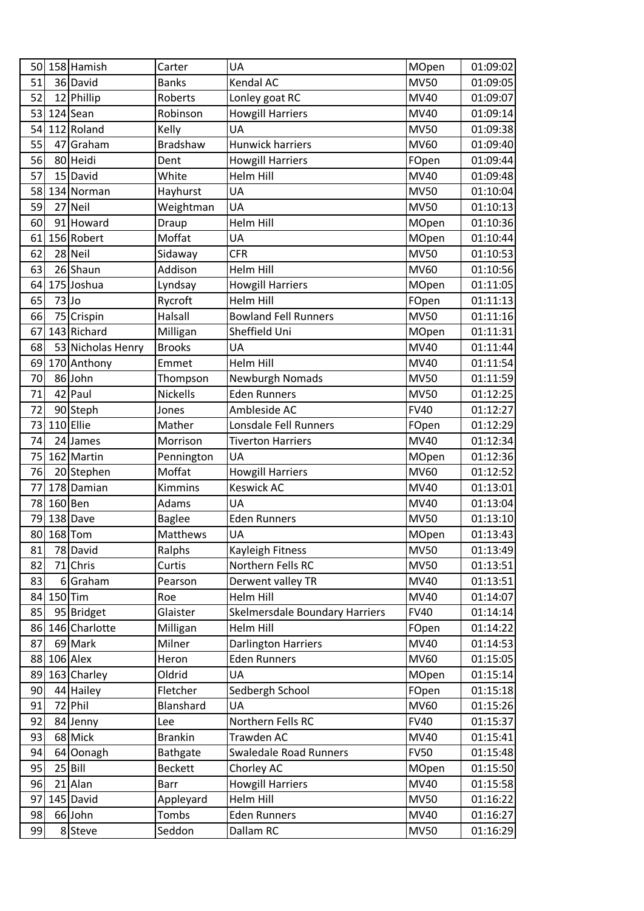| | | | | | | |
|---|---|---|---|---|---|---|
| 50 | 158 | Hamish | Carter | UA | MOpen | 01:09:02 |
| 51 | 36 | David | Banks | Kendal AC | MV50 | 01:09:05 |
| 52 | 12 | Phillip | Roberts | Lonley goat RC | MV40 | 01:09:07 |
| 53 | 124 | Sean | Robinson | Howgill Harriers | MV40 | 01:09:14 |
| 54 | 112 | Roland | Kelly | UA | MV50 | 01:09:38 |
| 55 | 47 | Graham | Bradshaw | Hunwick harriers | MV60 | 01:09:40 |
| 56 | 80 | Heidi | Dent | Howgill Harriers | FOpen | 01:09:44 |
| 57 | 15 | David | White | Helm Hill | MV40 | 01:09:48 |
| 58 | 134 | Norman | Hayhurst | UA | MV50 | 01:10:04 |
| 59 | 27 | Neil | Weightman | UA | MV50 | 01:10:13 |
| 60 | 91 | Howard | Draup | Helm Hill | MOpen | 01:10:36 |
| 61 | 156 | Robert | Moffat | UA | MOpen | 01:10:44 |
| 62 | 28 | Neil | Sidaway | CFR | MV50 | 01:10:53 |
| 63 | 26 | Shaun | Addison | Helm Hill | MV60 | 01:10:56 |
| 64 | 175 | Joshua | Lyndsay | Howgill Harriers | MOpen | 01:11:05 |
| 65 | 73 | Jo | Rycroft | Helm Hill | FOpen | 01:11:13 |
| 66 | 75 | Crispin | Halsall | Bowland Fell Runners | MV50 | 01:11:16 |
| 67 | 143 | Richard | Milligan | Sheffield Uni | MOpen | 01:11:31 |
| 68 | 53 | Nicholas Henry | Brooks | UA | MV40 | 01:11:44 |
| 69 | 170 | Anthony | Emmet | Helm Hill | MV40 | 01:11:54 |
| 70 | 86 | John | Thompson | Newburgh Nomads | MV50 | 01:11:59 |
| 71 | 42 | Paul | Nickells | Eden Runners | MV50 | 01:12:25 |
| 72 | 90 | Steph | Jones | Ambleside AC | FV40 | 01:12:27 |
| 73 | 110 | Ellie | Mather | Lonsdale Fell Runners | FOpen | 01:12:29 |
| 74 | 24 | James | Morrison | Tiverton Harriers | MV40 | 01:12:34 |
| 75 | 162 | Martin | Pennington | UA | MOpen | 01:12:36 |
| 76 | 20 | Stephen | Moffat | Howgill Harriers | MV60 | 01:12:52 |
| 77 | 178 | Damian | Kimmins | Keswick AC | MV40 | 01:13:01 |
| 78 | 160 | Ben | Adams | UA | MV40 | 01:13:04 |
| 79 | 138 | Dave | Baglee | Eden Runners | MV50 | 01:13:10 |
| 80 | 168 | Tom | Matthews | UA | MOpen | 01:13:43 |
| 81 | 78 | David | Ralphs | Kayleigh Fitness | MV50 | 01:13:49 |
| 82 | 71 | Chris | Curtis | Northern Fells RC | MV50 | 01:13:51 |
| 83 | 6 | Graham | Pearson | Derwent valley TR | MV40 | 01:13:51 |
| 84 | 150 | Tim | Roe | Helm Hill | MV40 | 01:14:07 |
| 85 | 95 | Bridget | Glaister | Skelmersdale Boundary Harriers | FV40 | 01:14:14 |
| 86 | 146 | Charlotte | Milligan | Helm Hill | FOpen | 01:14:22 |
| 87 | 69 | Mark | Milner | Darlington Harriers | MV40 | 01:14:53 |
| 88 | 106 | Alex | Heron | Eden Runners | MV60 | 01:15:05 |
| 89 | 163 | Charley | Oldrid | UA | MOpen | 01:15:14 |
| 90 | 44 | Hailey | Fletcher | Sedbergh School | FOpen | 01:15:18 |
| 91 | 72 | Phil | Blanshard | UA | MV60 | 01:15:26 |
| 92 | 84 | Jenny | Lee | Northern Fells RC | FV40 | 01:15:37 |
| 93 | 68 | Mick | Brankin | Trawden AC | MV40 | 01:15:41 |
| 94 | 64 | Oonagh | Bathgate | Swaledale Road Runners | FV50 | 01:15:48 |
| 95 | 25 | Bill | Beckett | Chorley AC | MOpen | 01:15:50 |
| 96 | 21 | Alan | Barr | Howgill Harriers | MV40 | 01:15:58 |
| 97 | 145 | David | Appleyard | Helm Hill | MV50 | 01:16:22 |
| 98 | 66 | John | Tombs | Eden Runners | MV40 | 01:16:27 |
| 99 | 8 | Steve | Seddon | Dallam RC | MV50 | 01:16:29 |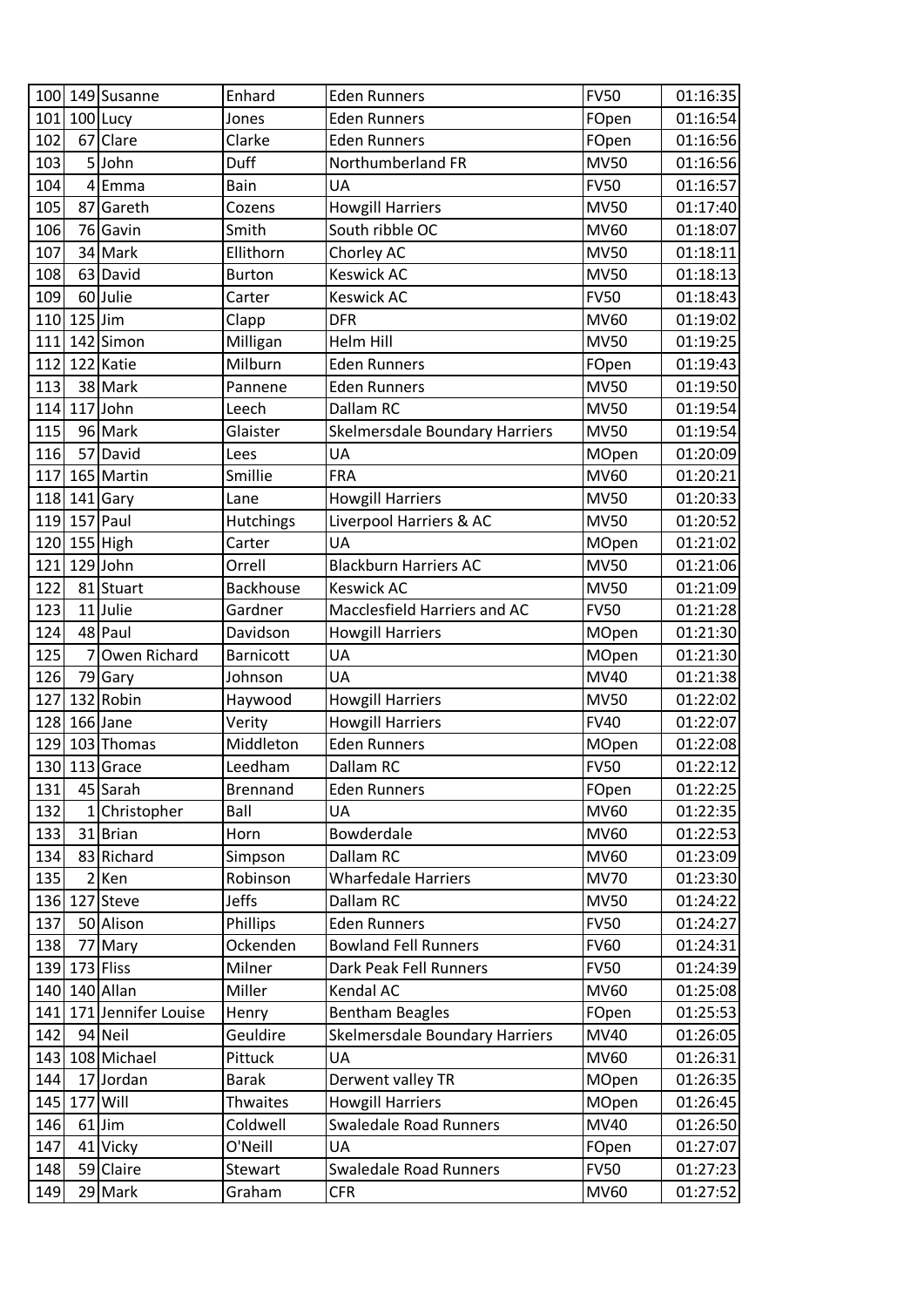| | | | | | | |
|---|---|---|---|---|---|---|
| 100 | 149 | Susanne | Enhard | Eden Runners | FV50 | 01:16:35 |
| 101 | 100 | Lucy | Jones | Eden Runners | FOpen | 01:16:54 |
| 102 | 67 | Clare | Clarke | Eden Runners | FOpen | 01:16:56 |
| 103 | 5 | John | Duff | Northumberland FR | MV50 | 01:16:56 |
| 104 | 4 | Emma | Bain | UA | FV50 | 01:16:57 |
| 105 | 87 | Gareth | Cozens | Howgill Harriers | MV50 | 01:17:40 |
| 106 | 76 | Gavin | Smith | South ribble OC | MV60 | 01:18:07 |
| 107 | 34 | Mark | Ellithorn | Chorley AC | MV50 | 01:18:11 |
| 108 | 63 | David | Burton | Keswick AC | MV50 | 01:18:13 |
| 109 | 60 | Julie | Carter | Keswick AC | FV50 | 01:18:43 |
| 110 | 125 | Jim | Clapp | DFR | MV60 | 01:19:02 |
| 111 | 142 | Simon | Milligan | Helm Hill | MV50 | 01:19:25 |
| 112 | 122 | Katie | Milburn | Eden Runners | FOpen | 01:19:43 |
| 113 | 38 | Mark | Pannene | Eden Runners | MV50 | 01:19:50 |
| 114 | 117 | John | Leech | Dallam RC | MV50 | 01:19:54 |
| 115 | 96 | Mark | Glaister | Skelmersdale Boundary Harriers | MV50 | 01:19:54 |
| 116 | 57 | David | Lees | UA | MOpen | 01:20:09 |
| 117 | 165 | Martin | Smillie | FRA | MV60 | 01:20:21 |
| 118 | 141 | Gary | Lane | Howgill Harriers | MV50 | 01:20:33 |
| 119 | 157 | Paul | Hutchings | Liverpool Harriers & AC | MV50 | 01:20:52 |
| 120 | 155 | High | Carter | UA | MOpen | 01:21:02 |
| 121 | 129 | John | Orrell | Blackburn Harriers AC | MV50 | 01:21:06 |
| 122 | 81 | Stuart | Backhouse | Keswick AC | MV50 | 01:21:09 |
| 123 | 11 | Julie | Gardner | Macclesfield Harriers and AC | FV50 | 01:21:28 |
| 124 | 48 | Paul | Davidson | Howgill Harriers | MOpen | 01:21:30 |
| 125 | 7 | Owen Richard | Barnicott | UA | MOpen | 01:21:30 |
| 126 | 79 | Gary | Johnson | UA | MV40 | 01:21:38 |
| 127 | 132 | Robin | Haywood | Howgill Harriers | MV50 | 01:22:02 |
| 128 | 166 | Jane | Verity | Howgill Harriers | FV40 | 01:22:07 |
| 129 | 103 | Thomas | Middleton | Eden Runners | MOpen | 01:22:08 |
| 130 | 113 | Grace | Leedham | Dallam RC | FV50 | 01:22:12 |
| 131 | 45 | Sarah | Brennand | Eden Runners | FOpen | 01:22:25 |
| 132 | 1 | Christopher | Ball | UA | MV60 | 01:22:35 |
| 133 | 31 | Brian | Horn | Bowderdale | MV60 | 01:22:53 |
| 134 | 83 | Richard | Simpson | Dallam RC | MV60 | 01:23:09 |
| 135 | 2 | Ken | Robinson | Wharfedale Harriers | MV70 | 01:23:30 |
| 136 | 127 | Steve | Jeffs | Dallam RC | MV50 | 01:24:22 |
| 137 | 50 | Alison | Phillips | Eden Runners | FV50 | 01:24:27 |
| 138 | 77 | Mary | Ockenden | Bowland Fell Runners | FV60 | 01:24:31 |
| 139 | 173 | Fliss | Milner | Dark Peak Fell Runners | FV50 | 01:24:39 |
| 140 | 140 | Allan | Miller | Kendal AC | MV60 | 01:25:08 |
| 141 | 171 | Jennifer Louise | Henry | Bentham Beagles | FOpen | 01:25:53 |
| 142 | 94 | Neil | Geuldire | Skelmersdale Boundary Harriers | MV40 | 01:26:05 |
| 143 | 108 | Michael | Pittuck | UA | MV60 | 01:26:31 |
| 144 | 17 | Jordan | Barak | Derwent valley TR | MOpen | 01:26:35 |
| 145 | 177 | Will | Thwaites | Howgill Harriers | MOpen | 01:26:45 |
| 146 | 61 | Jim | Coldwell | Swaledale Road Runners | MV40 | 01:26:50 |
| 147 | 41 | Vicky | O'Neill | UA | FOpen | 01:27:07 |
| 148 | 59 | Claire | Stewart | Swaledale Road Runners | FV50 | 01:27:23 |
| 149 | 29 | Mark | Graham | CFR | MV60 | 01:27:52 |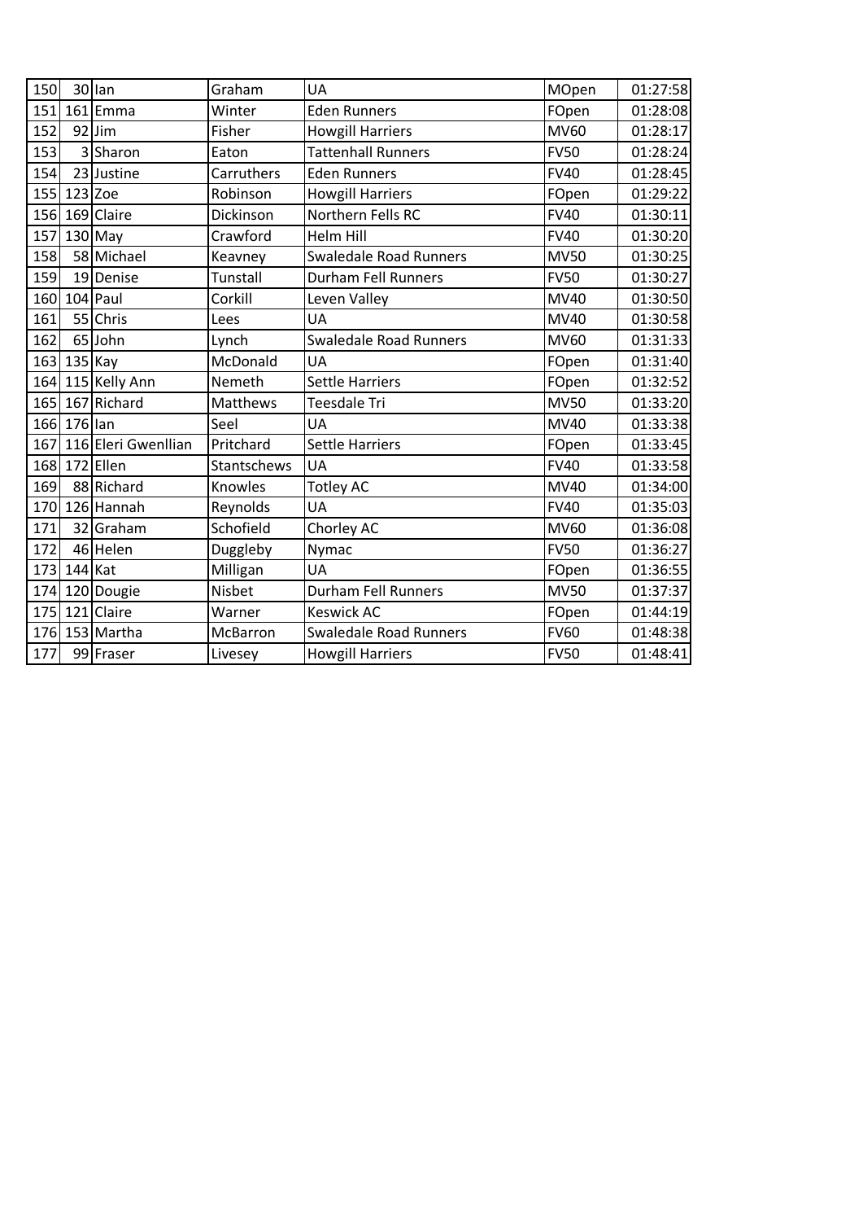| | | | | | | |
|---|---|---|---|---|---|---|
| 150 | 30 | Ian | Graham | UA | MOpen | 01:27:58 |
| 151 | 161 | Emma | Winter | Eden Runners | FOpen | 01:28:08 |
| 152 | 92 | Jim | Fisher | Howgill Harriers | MV60 | 01:28:17 |
| 153 | 3 | Sharon | Eaton | Tattenhall Runners | FV50 | 01:28:24 |
| 154 | 23 | Justine | Carruthers | Eden Runners | FV40 | 01:28:45 |
| 155 | 123 | Zoe | Robinson | Howgill Harriers | FOpen | 01:29:22 |
| 156 | 169 | Claire | Dickinson | Northern Fells RC | FV40 | 01:30:11 |
| 157 | 130 | May | Crawford | Helm Hill | FV40 | 01:30:20 |
| 158 | 58 | Michael | Keavney | Swaledale Road Runners | MV50 | 01:30:25 |
| 159 | 19 | Denise | Tunstall | Durham Fell Runners | FV50 | 01:30:27 |
| 160 | 104 | Paul | Corkill | Leven Valley | MV40 | 01:30:50 |
| 161 | 55 | Chris | Lees | UA | MV40 | 01:30:58 |
| 162 | 65 | John | Lynch | Swaledale Road Runners | MV60 | 01:31:33 |
| 163 | 135 | Kay | McDonald | UA | FOpen | 01:31:40 |
| 164 | 115 | Kelly Ann | Nemeth | Settle Harriers | FOpen | 01:32:52 |
| 165 | 167 | Richard | Matthews | Teesdale Tri | MV50 | 01:33:20 |
| 166 | 176 | Ian | Seel | UA | MV40 | 01:33:38 |
| 167 | 116 | Eleri Gwenllian | Pritchard | Settle Harriers | FOpen | 01:33:45 |
| 168 | 172 | Ellen | Stantschews | UA | FV40 | 01:33:58 |
| 169 | 88 | Richard | Knowles | Totley AC | MV40 | 01:34:00 |
| 170 | 126 | Hannah | Reynolds | UA | FV40 | 01:35:03 |
| 171 | 32 | Graham | Schofield | Chorley AC | MV60 | 01:36:08 |
| 172 | 46 | Helen | Duggleby | Nymac | FV50 | 01:36:27 |
| 173 | 144 | Kat | Milligan | UA | FOpen | 01:36:55 |
| 174 | 120 | Dougie | Nisbet | Durham Fell Runners | MV50 | 01:37:37 |
| 175 | 121 | Claire | Warner | Keswick AC | FOpen | 01:44:19 |
| 176 | 153 | Martha | McBarron | Swaledale Road Runners | FV60 | 01:48:38 |
| 177 | 99 | Fraser | Livesey | Howgill Harriers | FV50 | 01:48:41 |